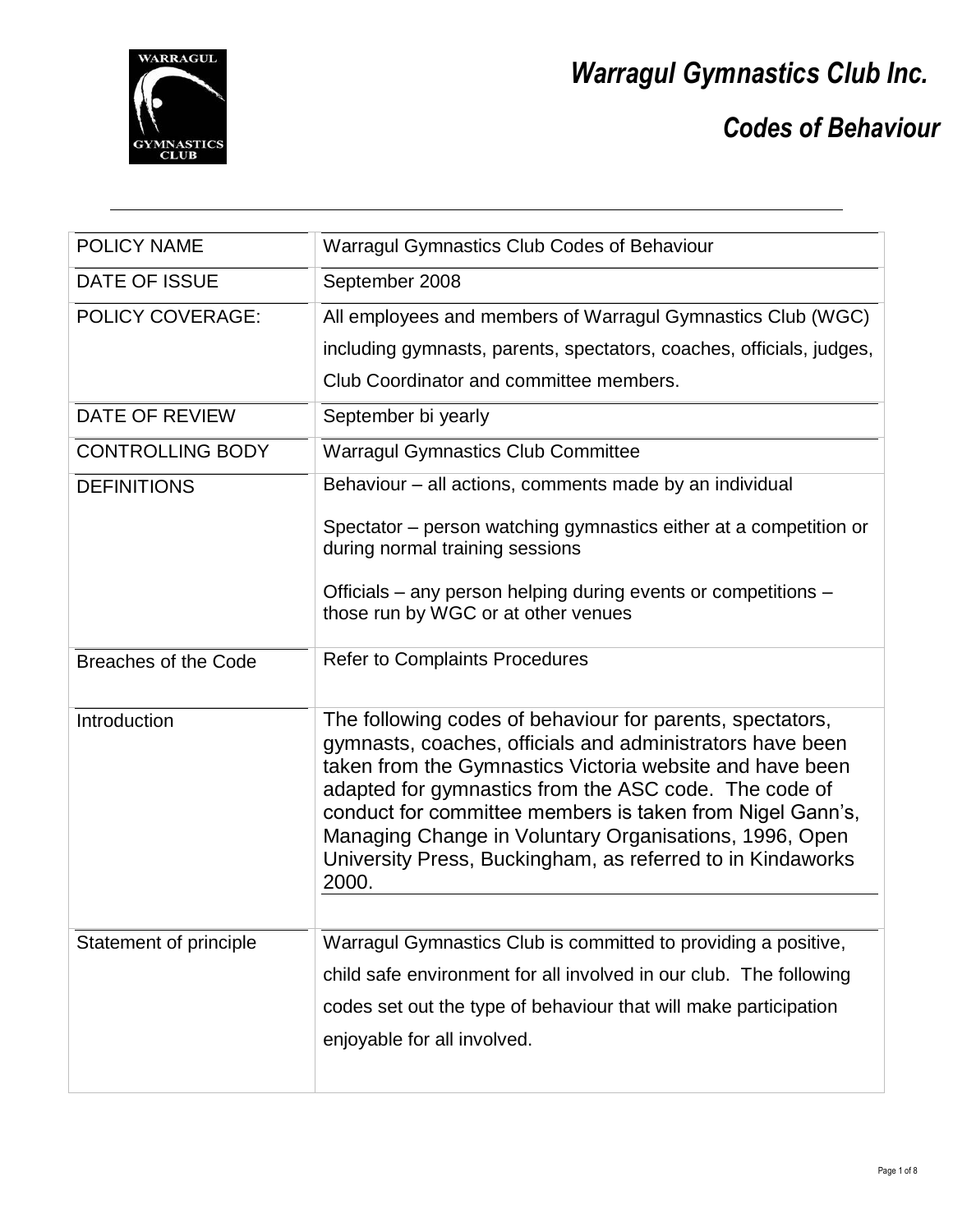# *Warragul Gymnastics Club Inc.*

## *Codes of Behaviour*

| | |
|---|---|
| POLICY NAME | Warragul Gymnastics Club Codes of Behaviour |
| DATE OF ISSUE | September 2008 |
| POLICY COVERAGE: | All employees and members of Warragul Gymnastics Club (WGC) including gymnasts, parents, spectators, coaches, officials, judges, Club Coordinator and committee members. |
| DATE OF REVIEW | September bi yearly |
| CONTROLLING BODY | Warragul Gymnastics Club Committee |
| DEFINITIONS | Behaviour – all actions, comments made by an individual<br><br>Spectator – person watching gymnastics either at a competition or during normal training sessions<br><br>Officials – any person helping during events or competitions – those run by WGC or at other venues |
| Breaches of the Code | Refer to Complaints Procedures |
| Introduction | The following codes of behaviour for parents, spectators, gymnasts, coaches, officials and administrators have been taken from the Gymnastics Victoria website and have been adapted for gymnastics from the ASC code. The code of conduct for committee members is taken from Nigel Gann's, Managing Change in Voluntary Organisations, 1996, Open University Press, Buckingham, as referred to in Kindaworks 2000. |
| Statement of principle | Warragul Gymnastics Club is committed to providing a positive, child safe environment for all involved in our club. The following codes set out the type of behaviour that will make participation enjoyable for all involved. |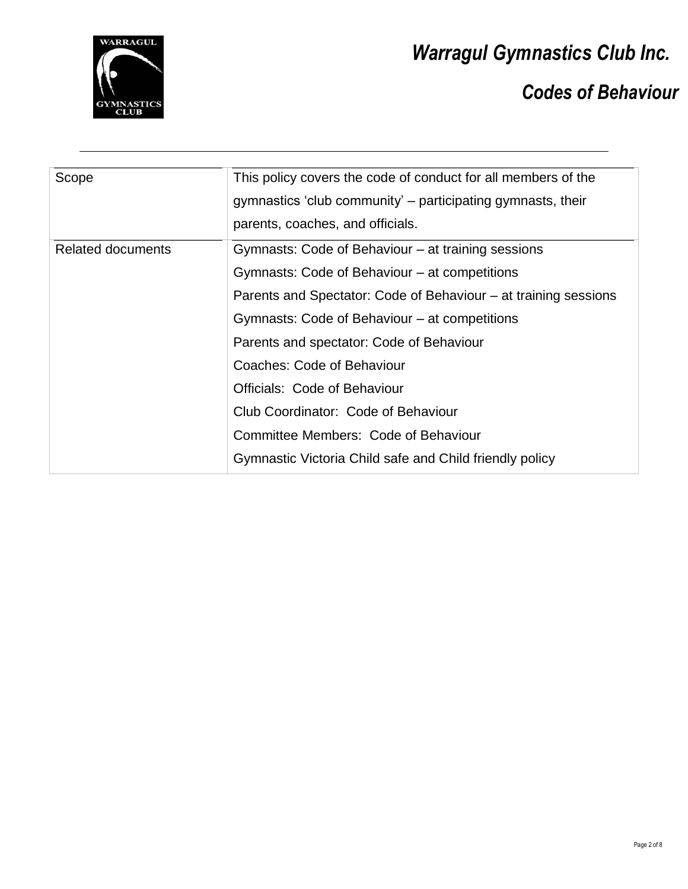# Warragul Gymnastics Club Inc.

## Codes of Behaviour

| Scope | This policy covers the code of conduct for all members of the gymnastics ‘club community’ – participating gymnasts, their parents, coaches, and officials. |
| --- | --- |
| Related documents | Gymnasts: Code of Behaviour – at training sessions<br>Gymnasts: Code of Behaviour – at competitions<br>Parents and Spectator: Code of Behaviour – at training sessions<br>Gymnasts: Code of Behaviour – at competitions<br>Parents and spectator: Code of Behaviour<br>Coaches: Code of Behaviour<br>Officials:  Code of Behaviour<br>Club Coordinator:  Code of Behaviour<br>Committee Members:  Code of Behaviour<br>Gymnastic Victoria Child safe and Child friendly policy |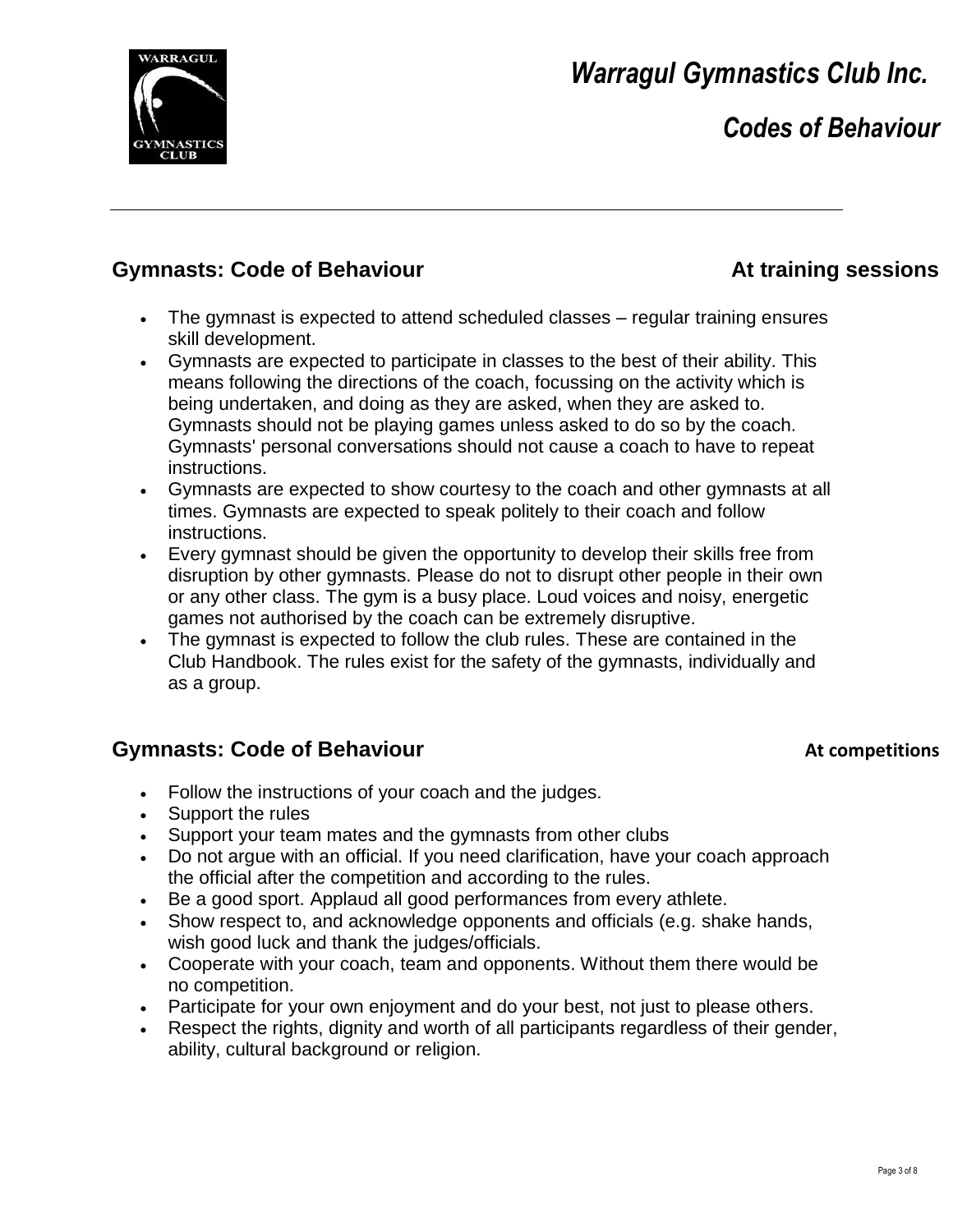# *Warragul Gymnastics Club Inc.*

## *Codes of Behaviour*

---

### Gymnasts: Code of Behaviour — At training sessions

- The gymnast is expected to attend scheduled classes – regular training ensures skill development.
- Gymnasts are expected to participate in classes to the best of their ability. This means following the directions of the coach, focussing on the activity which is being undertaken, and doing as they are asked, when they are asked to. Gymnasts should not be playing games unless asked to do so by the coach. Gymnasts' personal conversations should not cause a coach to have to repeat instructions.
- Gymnasts are expected to show courtesy to the coach and other gymnasts at all times. Gymnasts are expected to speak politely to their coach and follow instructions.
- Every gymnast should be given the opportunity to develop their skills free from disruption by other gymnasts. Please do not to disrupt other people in their own or any other class. The gym is a busy place. Loud voices and noisy, energetic games not authorised by the coach can be extremely disruptive.
- The gymnast is expected to follow the club rules. These are contained in the Club Handbook. The rules exist for the safety of the gymnasts, individually and as a group.

### Gymnasts: Code of Behaviour — At competitions

- Follow the instructions of your coach and the judges.
- Support the rules
- Support your team mates and the gymnasts from other clubs
- Do not argue with an official. If you need clarification, have your coach approach the official after the competition and according to the rules.
- Be a good sport. Applaud all good performances from every athlete.
- Show respect to, and acknowledge opponents and officials (e.g. shake hands, wish good luck and thank the judges/officials.
- Cooperate with your coach, team and opponents. Without them there would be no competition.
- Participate for your own enjoyment and do your best, not just to please others.
- Respect the rights, dignity and worth of all participants regardless of their gender, ability, cultural background or religion.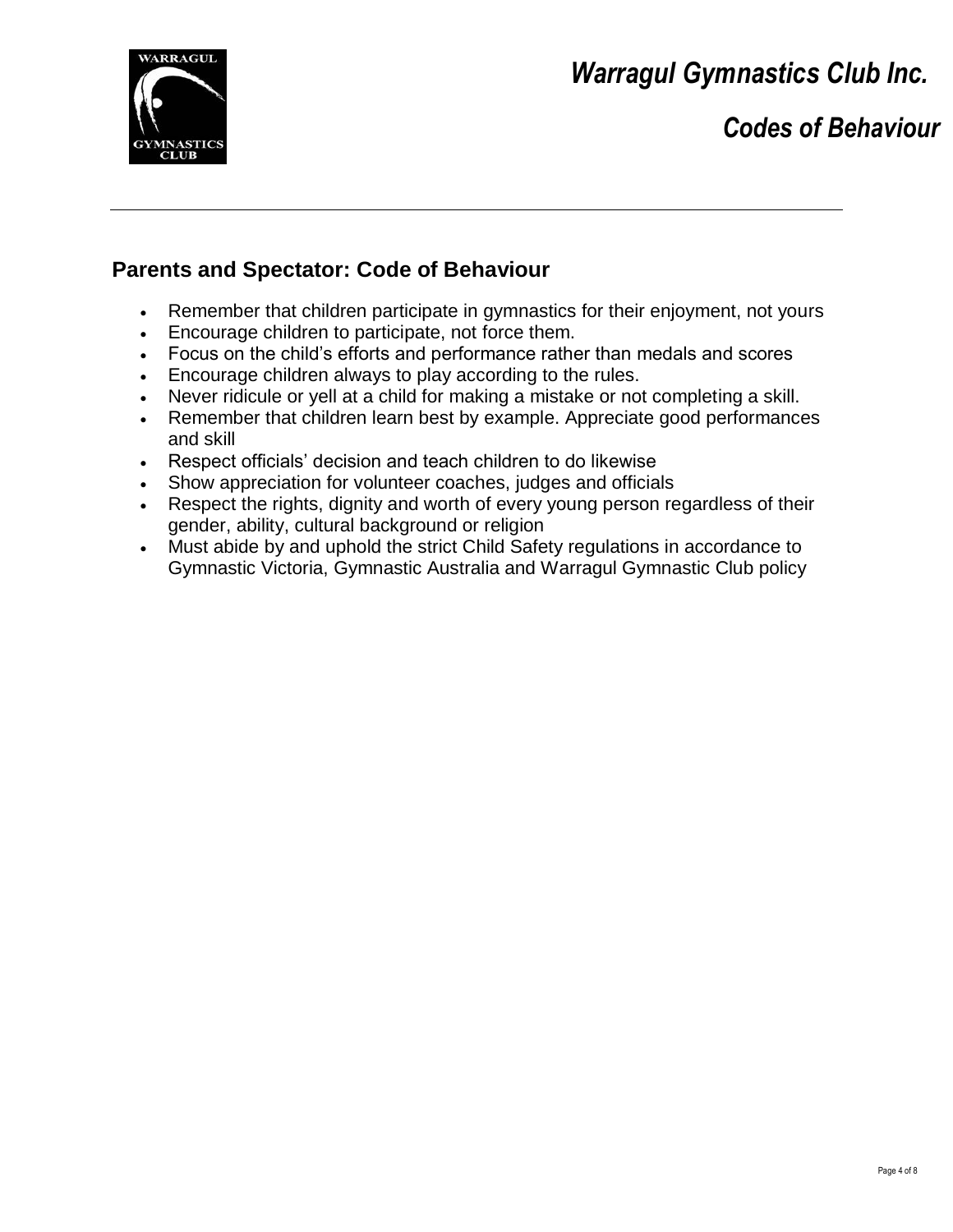## Parents and Spectator: Code of Behaviour

- Remember that children participate in gymnastics for their enjoyment, not yours
- Encourage children to participate, not force them.
- Focus on the child's efforts and performance rather than medals and scores
- Encourage children always to play according to the rules.
- Never ridicule or yell at a child for making a mistake or not completing a skill.
- Remember that children learn best by example. Appreciate good performances and skill
- Respect officials' decision and teach children to do likewise
- Show appreciation for volunteer coaches, judges and officials
- Respect the rights, dignity and worth of every young person regardless of their gender, ability, cultural background or religion
- Must abide by and uphold the strict Child Safety regulations in accordance to Gymnastic Victoria, Gymnastic Australia and Warragul Gymnastic Club policy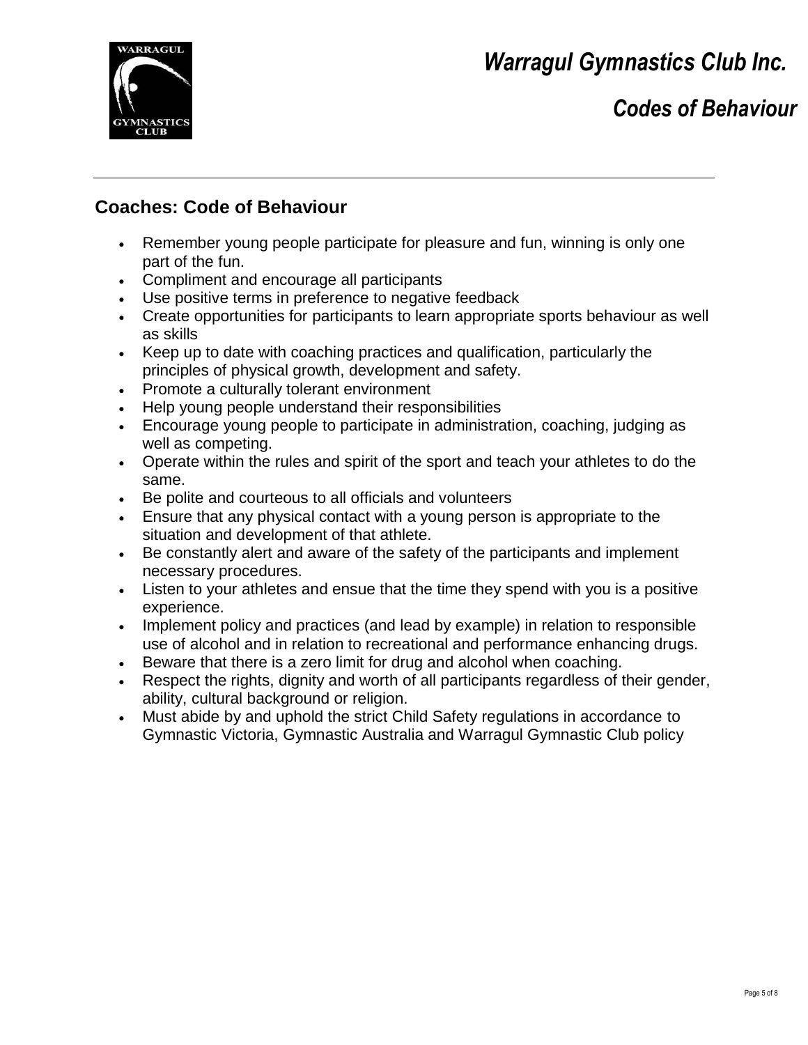## Coaches: Code of Behaviour

- Remember young people participate for pleasure and fun, winning is only one part of the fun.
- Compliment and encourage all participants
- Use positive terms in preference to negative feedback
- Create opportunities for participants to learn appropriate sports behaviour as well as skills
- Keep up to date with coaching practices and qualification, particularly the principles of physical growth, development and safety.
- Promote a culturally tolerant environment
- Help young people understand their responsibilities
- Encourage young people to participate in administration, coaching, judging as well as competing.
- Operate within the rules and spirit of the sport and teach your athletes to do the same.
- Be polite and courteous to all officials and volunteers
- Ensure that any physical contact with a young person is appropriate to the situation and development of that athlete.
- Be constantly alert and aware of the safety of the participants and implement necessary procedures.
- Listen to your athletes and ensue that the time they spend with you is a positive experience.
- Implement policy and practices (and lead by example) in relation to responsible use of alcohol and in relation to recreational and performance enhancing drugs.
- Beware that there is a zero limit for drug and alcohol when coaching.
- Respect the rights, dignity and worth of all participants regardless of their gender, ability, cultural background or religion.
- Must abide by and uphold the strict Child Safety regulations in accordance to Gymnastic Victoria, Gymnastic Australia and Warragul Gymnastic Club policy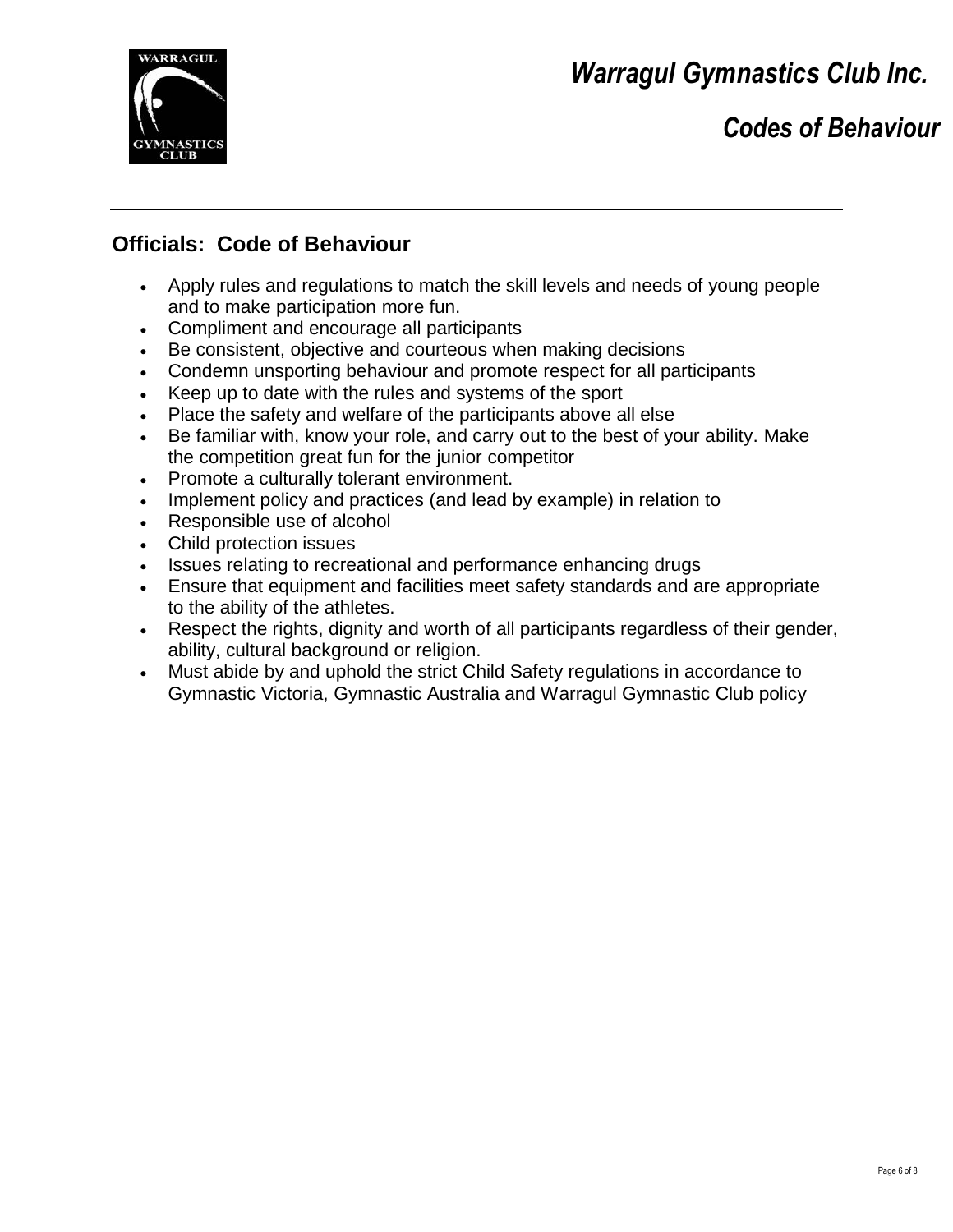## Officials: Code of Behaviour

- Apply rules and regulations to match the skill levels and needs of young people and to make participation more fun.
- Compliment and encourage all participants
- Be consistent, objective and courteous when making decisions
- Condemn unsporting behaviour and promote respect for all participants
- Keep up to date with the rules and systems of the sport
- Place the safety and welfare of the participants above all else
- Be familiar with, know your role, and carry out to the best of your ability. Make the competition great fun for the junior competitor
- Promote a culturally tolerant environment.
- Implement policy and practices (and lead by example) in relation to
- Responsible use of alcohol
- Child protection issues
- Issues relating to recreational and performance enhancing drugs
- Ensure that equipment and facilities meet safety standards and are appropriate to the ability of the athletes.
- Respect the rights, dignity and worth of all participants regardless of their gender, ability, cultural background or religion.
- Must abide by and uphold the strict Child Safety regulations in accordance to Gymnastic Victoria, Gymnastic Australia and Warragul Gymnastic Club policy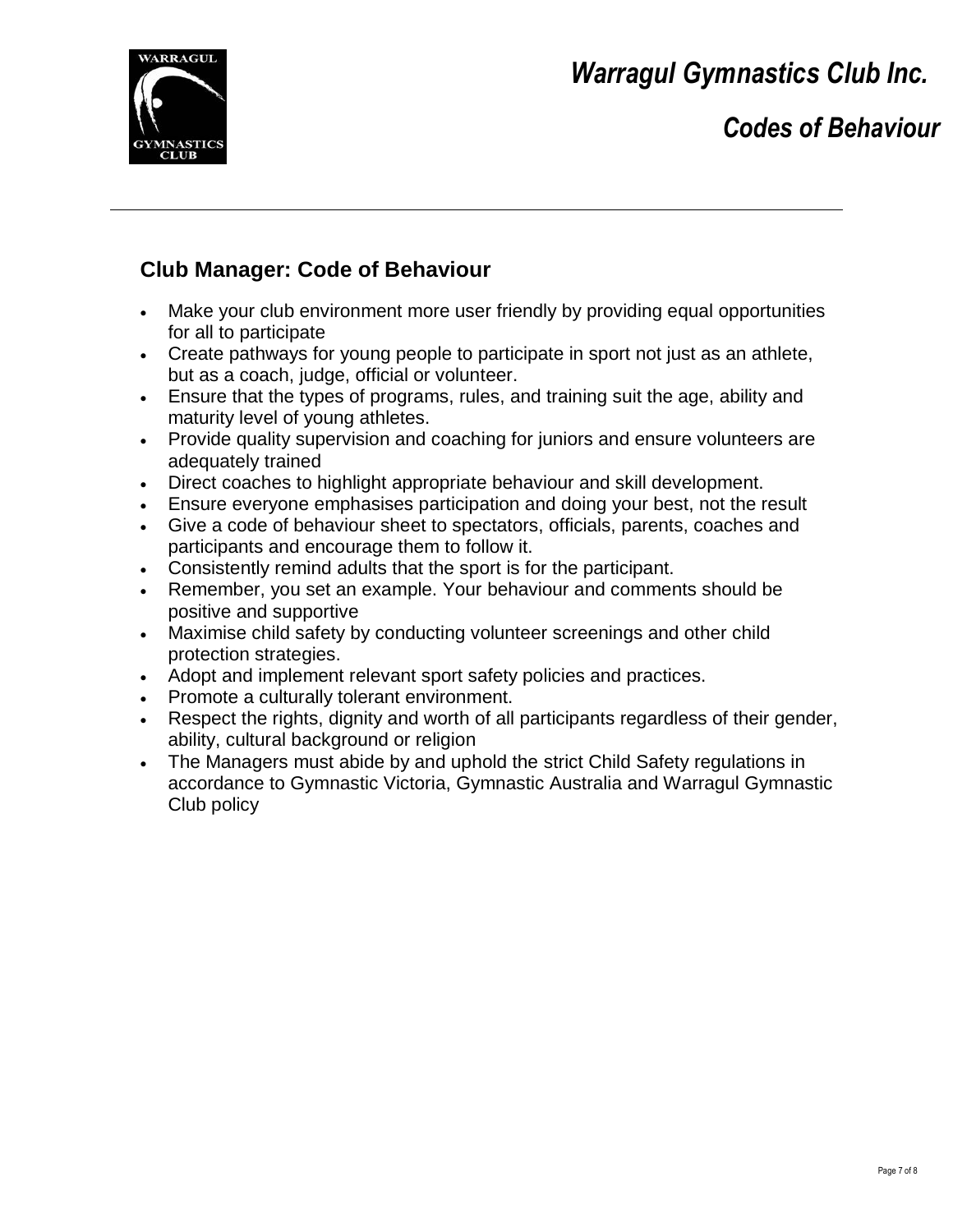## Club Manager: Code of Behaviour

- Make your club environment more user friendly by providing equal opportunities for all to participate
- Create pathways for young people to participate in sport not just as an athlete, but as a coach, judge, official or volunteer.
- Ensure that the types of programs, rules, and training suit the age, ability and maturity level of young athletes.
- Provide quality supervision and coaching for juniors and ensure volunteers are adequately trained
- Direct coaches to highlight appropriate behaviour and skill development.
- Ensure everyone emphasises participation and doing your best, not the result
- Give a code of behaviour sheet to spectators, officials, parents, coaches and participants and encourage them to follow it.
- Consistently remind adults that the sport is for the participant.
- Remember, you set an example. Your behaviour and comments should be positive and supportive
- Maximise child safety by conducting volunteer screenings and other child protection strategies.
- Adopt and implement relevant sport safety policies and practices.
- Promote a culturally tolerant environment.
- Respect the rights, dignity and worth of all participants regardless of their gender, ability, cultural background or religion
- The Managers must abide by and uphold the strict Child Safety regulations in accordance to Gymnastic Victoria, Gymnastic Australia and Warragul Gymnastic Club policy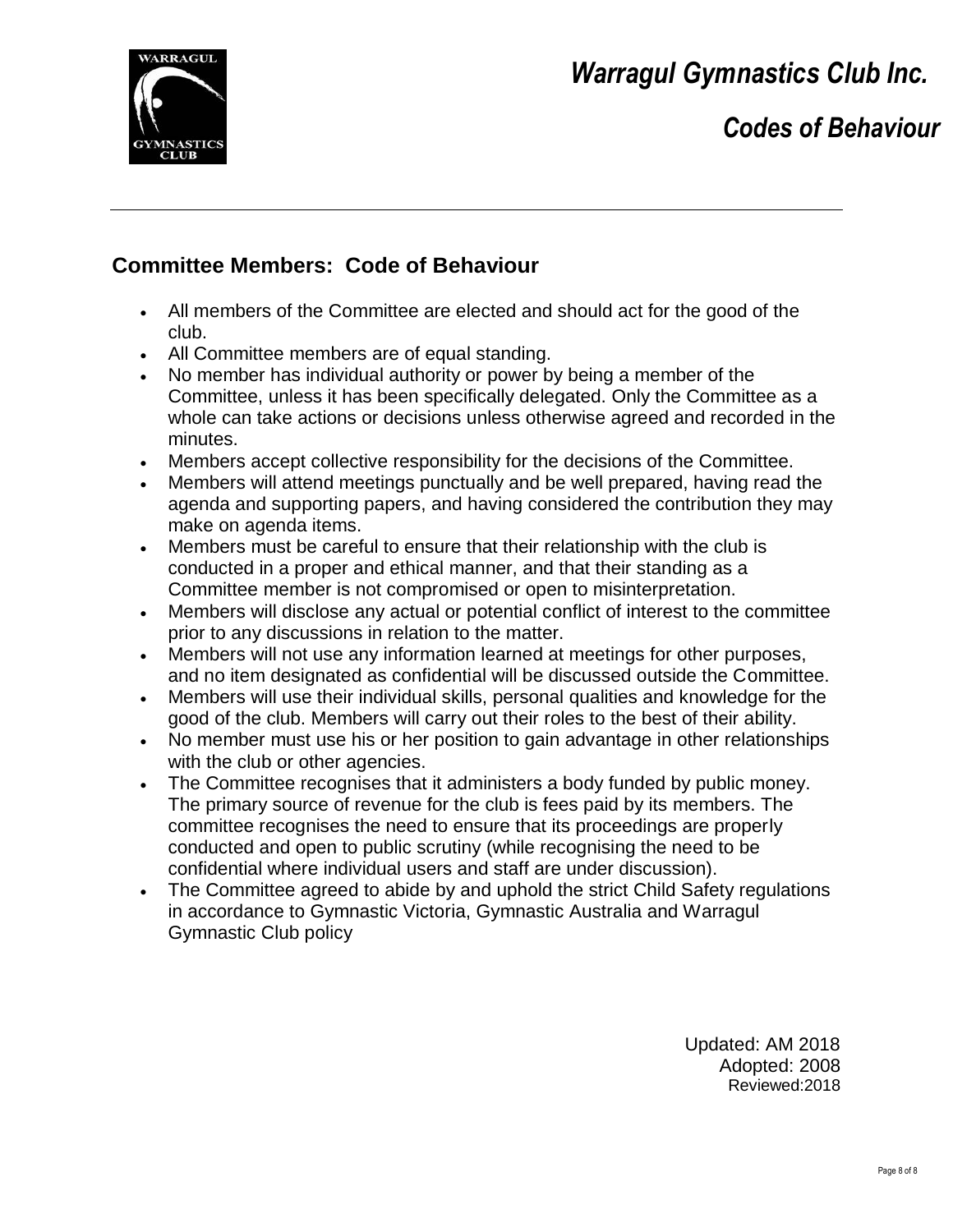## Committee Members: Code of Behaviour

- All members of the Committee are elected and should act for the good of the club.
- All Committee members are of equal standing.
- No member has individual authority or power by being a member of the Committee, unless it has been specifically delegated. Only the Committee as a whole can take actions or decisions unless otherwise agreed and recorded in the minutes.
- Members accept collective responsibility for the decisions of the Committee.
- Members will attend meetings punctually and be well prepared, having read the agenda and supporting papers, and having considered the contribution they may make on agenda items.
- Members must be careful to ensure that their relationship with the club is conducted in a proper and ethical manner, and that their standing as a Committee member is not compromised or open to misinterpretation.
- Members will disclose any actual or potential conflict of interest to the committee prior to any discussions in relation to the matter.
- Members will not use any information learned at meetings for other purposes, and no item designated as confidential will be discussed outside the Committee.
- Members will use their individual skills, personal qualities and knowledge for the good of the club. Members will carry out their roles to the best of their ability.
- No member must use his or her position to gain advantage in other relationships with the club or other agencies.
- The Committee recognises that it administers a body funded by public money. The primary source of revenue for the club is fees paid by its members. The committee recognises the need to ensure that its proceedings are properly conducted and open to public scrutiny (while recognising the need to be confidential where individual users and staff are under discussion).
- The Committee agreed to abide by and uphold the strict Child Safety regulations in accordance to Gymnastic Victoria, Gymnastic Australia and Warragul Gymnastic Club policy

Updated: AM 2018
Adopted: 2008
Reviewed:2018